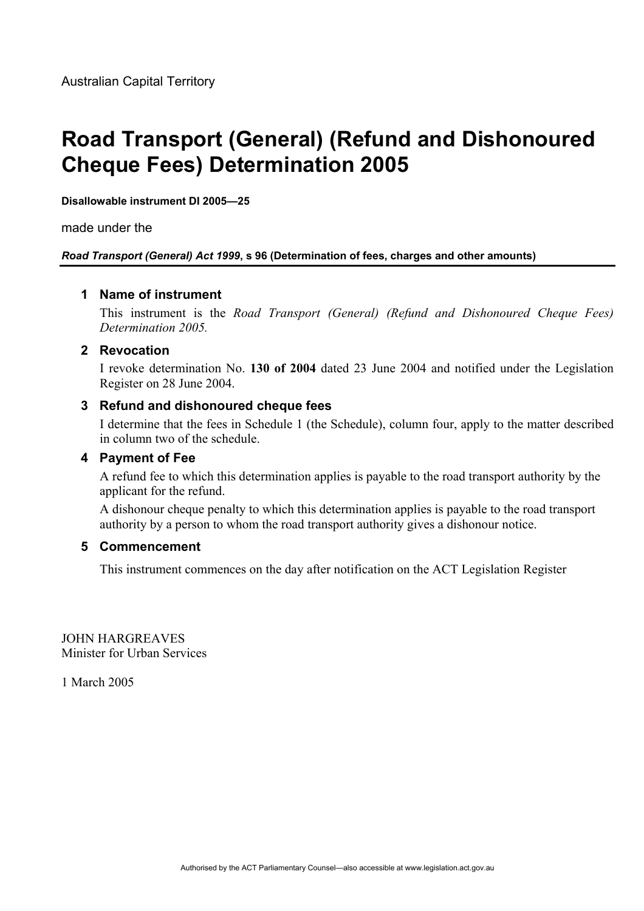Australian Capital Territory

# Road Transport (General) (Refund and Dishonoured Cheque Fees) Determination 2005

**Disallowable instrument DI 2005—25**

made under the

***Road Transport (General) Act 1999*, s 96 (Determination of fees, charges and other amounts)**

## 1 Name of instrument

This instrument is the *Road Transport (General) (Refund and Dishonoured Cheque Fees) Determination 2005.*

## 2 Revocation

I revoke determination No. **130 of 2004** dated 23 June 2004 and notified under the Legislation Register on 28 June 2004.

## 3 Refund and dishonoured cheque fees

I determine that the fees in Schedule 1 (the Schedule), column four, apply to the matter described in column two of the schedule.

## 4 Payment of Fee

A refund fee to which this determination applies is payable to the road transport authority by the applicant for the refund.

A dishonour cheque penalty to which this determination applies is payable to the road transport authority by a person to whom the road transport authority gives a dishonour notice.

## 5 Commencement

This instrument commences on the day after notification on the ACT Legislation Register

JOHN HARGREAVES
Minister for Urban Services

1 March 2005

Authorised by the ACT Parliamentary Counsel—also accessible at www.legislation.act.gov.au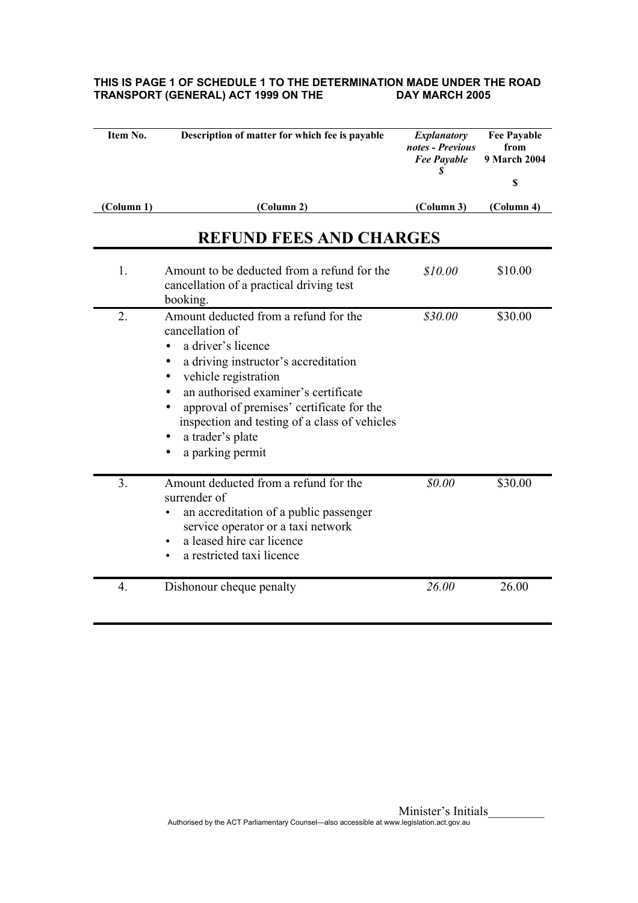**THIS IS PAGE 1 OF SCHEDULE 1 TO THE DETERMINATION MADE UNDER THE ROAD TRANSPORT (GENERAL) ACT 1999 ON THE DAY MARCH 2005**

| Item No. | Description of matter for which fee is payable | *Explanatory notes - Previous Fee Payable $* | Fee Payable from 9 March 2004 $ |
|---|---|---|---|
| (Column 1) | (Column 2) | (Column 3) | (Column 4) |

## REFUND FEES AND CHARGES

| | | | |
|---|---|---|---|
| 1. | Amount to be deducted from a refund for the cancellation of a practical driving test booking. | *$10.00* | $10.00 |
| 2. | Amount deducted from a refund for the cancellation of<br>• a driver's licence<br>• a driving instructor's accreditation<br>• vehicle registration<br>• an authorised examiner's certificate<br>• approval of premises' certificate for the inspection and testing of a class of vehicles<br>• a trader's plate<br>• a parking permit | *$30.00* | $30.00 |
| 3. | Amount deducted from a refund for the surrender of<br>• an accreditation of a public passenger service operator or a taxi network<br>• a leased hire car licence<br>• a restricted taxi licence | *$0.00* | $30.00 |
| 4. | Dishonour cheque penalty | *26.00* | 26.00 |

Minister's Initials_________

Authorised by the ACT Parliamentary Counsel—also accessible at www.legislation.act.gov.au